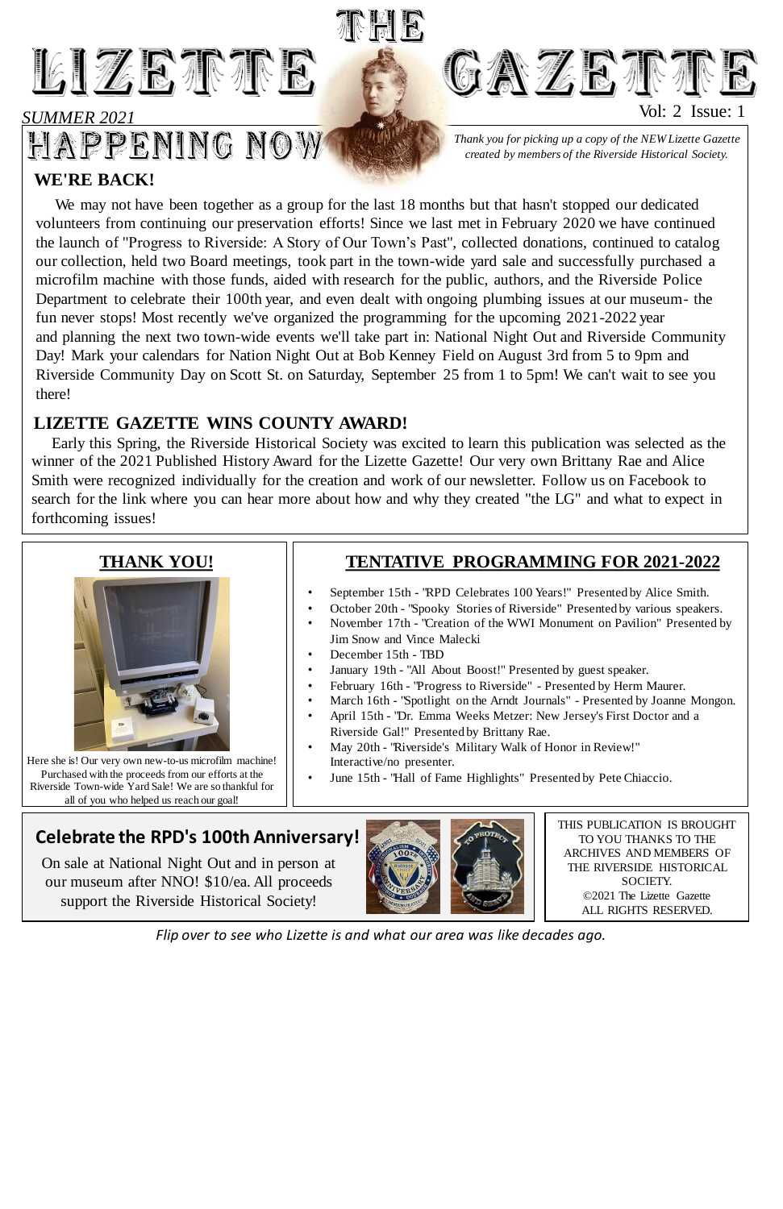# THE LIZETTE GAZETTE

*SUMMER 2021*

Vol: 2 Issue: 1

## HAPPENING NOW

*Thank you for picking up a copy of the NEW Lizette Gazette created by members of the Riverside Historical Society.*

### WE'RE BACK!

We may not have been together as a group for the last 18 months but that hasn't stopped our dedicated volunteers from continuing our preservation efforts! Since we last met in February 2020 we have continued the launch of "Progress to Riverside: A Story of Our Town's Past", collected donations, continued to catalog our collection, held two Board meetings, took part in the town-wide yard sale and successfully purchased a microfilm machine with those funds, aided with research for the public, authors, and the Riverside Police Department to celebrate their 100th year, and even dealt with ongoing plumbing issues at our museum- the fun never stops! Most recently we've organized the programming for the upcoming 2021-2022 year and planning the next two town-wide events we'll take part in: National Night Out and Riverside Community Day! Mark your calendars for Nation Night Out at Bob Kenney Field on August 3rd from 5 to 9pm and Riverside Community Day on Scott St. on Saturday, September 25 from 1 to 5pm! We can't wait to see you there!

### LIZETTE GAZETTE WINS COUNTY AWARD!

Early this Spring, the Riverside Historical Society was excited to learn this publication was selected as the winner of the 2021 Published History Award for the Lizette Gazette! Our very own Brittany Rae and Alice Smith were recognized individually for the creation and work of our newsletter. Follow us on Facebook to search for the link where you can hear more about how and why they created "the LG" and what to expect in forthcoming issues!

### THANK YOU!

Here she is! Our very own new-to-us microfilm machine! Purchased with the proceeds from our efforts at the Riverside Town-wide Yard Sale! We are so thankful for all of you who helped us reach our goal!

### TENTATIVE PROGRAMMING FOR 2021-2022

- September 15th - "RPD Celebrates 100 Years!" Presented by Alice Smith.
- October 20th - "Spooky Stories of Riverside" Presented by various speakers.
- November 17th - "Creation of the WWI Monument on Pavilion" Presented by Jim Snow and Vince Malecki
- December 15th - TBD
- January 19th - "All About Boost!" Presented by guest speaker.
- February 16th - "Progress to Riverside" - Presented by Herm Maurer.
- March 16th - "Spotlight on the Arndt Journals" - Presented by Joanne Mongon.
- April 15th - "Dr. Emma Weeks Metzer: New Jersey's First Doctor and a Riverside Gal!" Presented by Brittany Rae.
- May 20th - "Riverside's Military Walk of Honor in Review!" Interactive/no presenter.
- June 15th - "Hall of Fame Highlights" Presented by Pete Chiaccio.

### Celebrate the RPD's 100th Anniversary!

On sale at National Night Out and in person at our museum after NNO! $10/ea. All proceeds support the Riverside Historical Society!

THIS PUBLICATION IS BROUGHT TO YOU THANKS TO THE ARCHIVES AND MEMBERS OF THE RIVERSIDE HISTORICAL SOCIETY.
©2021 The Lizette Gazette
ALL RIGHTS RESERVED.

*Flip over to see who Lizette is and what our area was like decades ago.*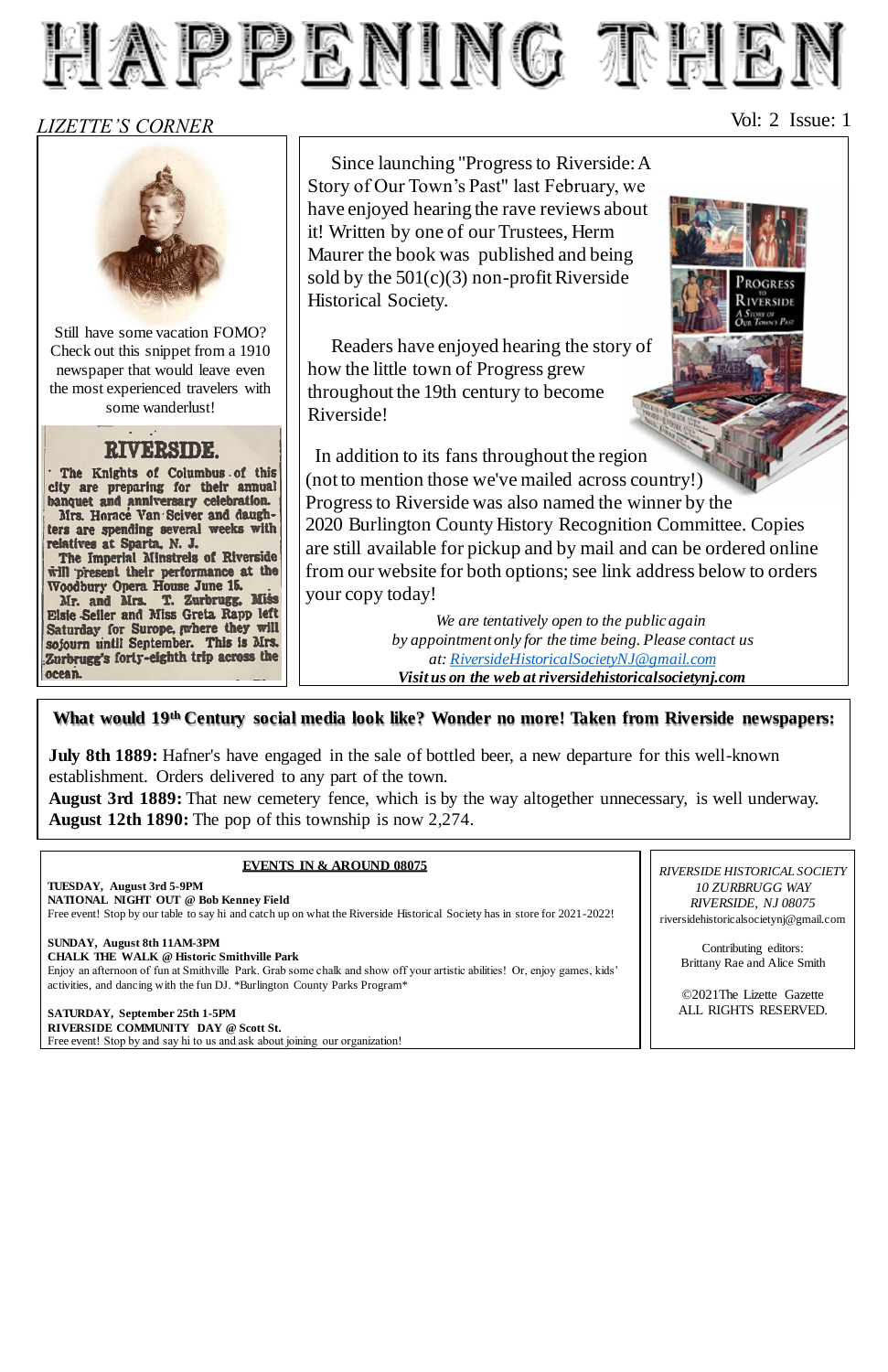# HAPPENING THEN

*LIZETTE'S CORNER*

Vol: 2 Issue: 1

Still have some vacation FOMO? Check out this snippet from a 1910 newspaper that would leave even the most experienced travelers with some wanderlust!

**RIVERSIDE.**

The Knights of Columbus of this city are preparing for their annual banquet and anniversary celebration.

Mrs. Horace Van Sciver and daughters are spending several weeks with relatives at Sparta, N. J.

The Imperial Minstrels of Riverside will present their performance at the Woodbury Opera House June 15.

Mr. and Mrs. T. Zurbrugg, Miss Elsie Seiler and Miss Greta Rapp left Saturday for Europe, where they will sojourn until September. This is Mrs. Zurbrugg's forty-eighth trip across the ocean.

Since launching "Progress to Riverside: A Story of Our Town's Past" last February, we have enjoyed hearing the rave reviews about it! Written by one of our Trustees, Herm Maurer the book was published and being sold by the 501(c)(3) non-profit Riverside Historical Society.

Readers have enjoyed hearing the story of how the little town of Progress grew throughout the 19th century to become Riverside!

In addition to its fans throughout the region (not to mention those we've mailed across country!) Progress to Riverside was also named the winner by the 2020 Burlington County History Recognition Committee. Copies are still available for pickup and by mail and can be ordered online from our website for both options; see link address below to orders your copy today!

*We are tentatively open to the public again by appointment only for the time being. Please contact us at: RiversideHistoricalSocietyNJ@gmail.com*

***Visit us on the web at riversidehistoricalsocietynj.com***

**What would 19th Century social media look like? Wonder no more! Taken from Riverside newspapers:**

**July 8th 1889:** Hafner's have engaged in the sale of bottled beer, a new departure for this well-known establishment. Orders delivered to any part of the town.

**August 3rd 1889:** That new cemetery fence, which is by the way altogether unnecessary, is well underway.

**August 12th 1890:** The pop of this township is now 2,274.

**EVENTS IN & AROUND 08075**

**TUESDAY, August 3rd 5-9PM**
**NATIONAL NIGHT OUT @ Bob Kenney Field**
Free event! Stop by our table to say hi and catch up on what the Riverside Historical Society has in store for 2021-2022!

**SUNDAY, August 8th 11AM-3PM**
**CHALK THE WALK @ Historic Smithville Park**
Enjoy an afternoon of fun at Smithville Park. Grab some chalk and show off your artistic abilities! Or, enjoy games, kids' activities, and dancing with the fun DJ. *Burlington County Parks Program*

**SATURDAY, September 25th 1-5PM**
**RIVERSIDE COMMUNITY DAY @ Scott St.**
Free event! Stop by and say hi to us and ask about joining our organization!

*RIVERSIDE HISTORICAL SOCIETY*
*10 ZURBRUGG WAY*
*RIVERSIDE, NJ 08075*
riversidehistoricalsocietynj@gmail.com

Contributing editors:
Brittany Rae and Alice Smith

©2021The Lizette Gazette
ALL RIGHTS RESERVED.